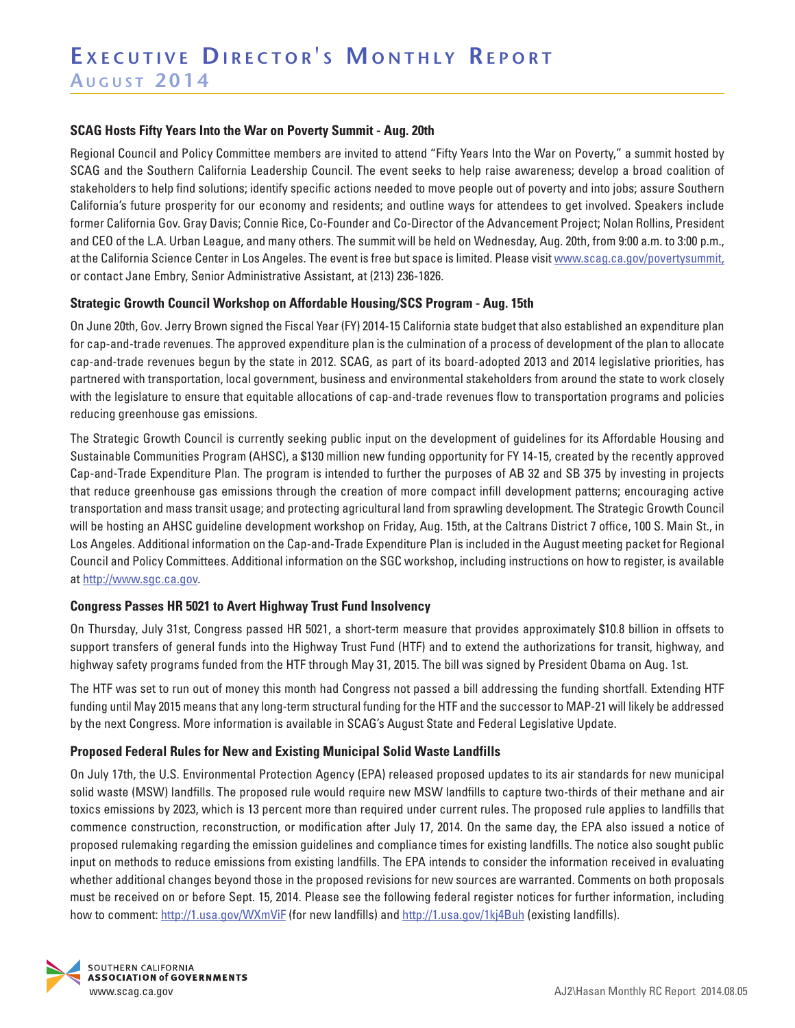# Executive Director's Monthly Report

## August 2014

### SCAG Hosts Fifty Years Into the War on Poverty Summit - Aug. 20th

Regional Council and Policy Committee members are invited to attend "Fifty Years Into the War on Poverty," a summit hosted by SCAG and the Southern California Leadership Council. The event seeks to help raise awareness; develop a broad coalition of stakeholders to help find solutions; identify specific actions needed to move people out of poverty and into jobs; assure Southern California's future prosperity for our economy and residents; and outline ways for attendees to get involved. Speakers include former California Gov. Gray Davis; Connie Rice, Co-Founder and Co-Director of the Advancement Project; Nolan Rollins, President and CEO of the L.A. Urban League, and many others. The summit will be held on Wednesday, Aug. 20th, from 9:00 a.m. to 3:00 p.m., at the California Science Center in Los Angeles. The event is free but space is limited. Please visit www.scag.ca.gov/povertysummit, or contact Jane Embry, Senior Administrative Assistant, at (213) 236-1826.

### Strategic Growth Council Workshop on Affordable Housing/SCS Program - Aug. 15th

On June 20th, Gov. Jerry Brown signed the Fiscal Year (FY) 2014-15 California state budget that also established an expenditure plan for cap-and-trade revenues. The approved expenditure plan is the culmination of a process of development of the plan to allocate cap-and-trade revenues begun by the state in 2012. SCAG, as part of its board-adopted 2013 and 2014 legislative priorities, has partnered with transportation, local government, business and environmental stakeholders from around the state to work closely with the legislature to ensure that equitable allocations of cap-and-trade revenues flow to transportation programs and policies reducing greenhouse gas emissions.

The Strategic Growth Council is currently seeking public input on the development of guidelines for its Affordable Housing and Sustainable Communities Program (AHSC), a $130 million new funding opportunity for FY 14-15, created by the recently approved Cap-and-Trade Expenditure Plan. The program is intended to further the purposes of AB 32 and SB 375 by investing in projects that reduce greenhouse gas emissions through the creation of more compact infill development patterns; encouraging active transportation and mass transit usage; and protecting agricultural land from sprawling development. The Strategic Growth Council will be hosting an AHSC guideline development workshop on Friday, Aug. 15th, at the Caltrans District 7 office, 100 S. Main St., in Los Angeles. Additional information on the Cap-and-Trade Expenditure Plan is included in the August meeting packet for Regional Council and Policy Committees. Additional information on the SGC workshop, including instructions on how to register, is available at http://www.sgc.ca.gov.

### Congress Passes HR 5021 to Avert Highway Trust Fund Insolvency

On Thursday, July 31st, Congress passed HR 5021, a short-term measure that provides approximately $10.8 billion in offsets to support transfers of general funds into the Highway Trust Fund (HTF) and to extend the authorizations for transit, highway, and highway safety programs funded from the HTF through May 31, 2015. The bill was signed by President Obama on Aug. 1st.

The HTF was set to run out of money this month had Congress not passed a bill addressing the funding shortfall. Extending HTF funding until May 2015 means that any long-term structural funding for the HTF and the successor to MAP-21 will likely be addressed by the next Congress. More information is available in SCAG's August State and Federal Legislative Update.

### Proposed Federal Rules for New and Existing Municipal Solid Waste Landfills

On July 17th, the U.S. Environmental Protection Agency (EPA) released proposed updates to its air standards for new municipal solid waste (MSW) landfills. The proposed rule would require new MSW landfills to capture two-thirds of their methane and air toxics emissions by 2023, which is 13 percent more than required under current rules. The proposed rule applies to landfills that commence construction, reconstruction, or modification after July 17, 2014. On the same day, the EPA also issued a notice of proposed rulemaking regarding the emission guidelines and compliance times for existing landfills. The notice also sought public input on methods to reduce emissions from existing landfills. The EPA intends to consider the information received in evaluating whether additional changes beyond those in the proposed revisions for new sources are warranted. Comments on both proposals must be received on or before Sept. 15, 2014. Please see the following federal register notices for further information, including how to comment: http://1.usa.gov/WXmViF (for new landfills) and http://1.usa.gov/1kj4Buh (existing landfills).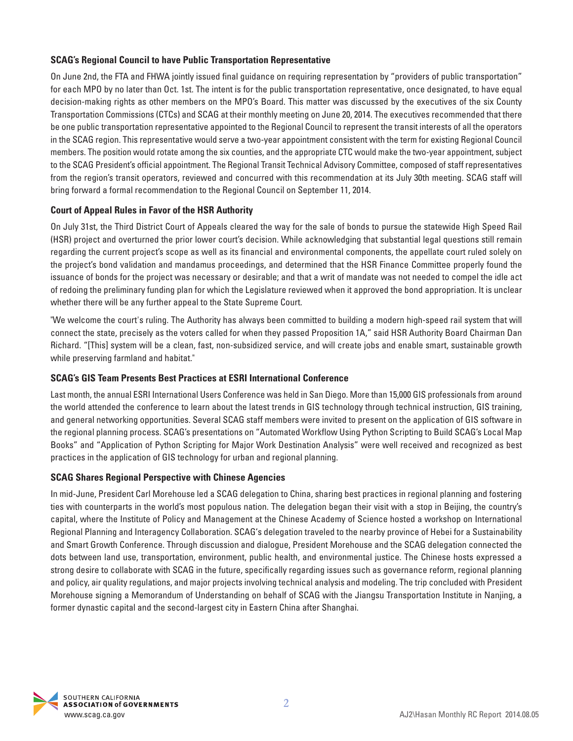### SCAG's Regional Council to have Public Transportation Representative

On June 2nd, the FTA and FHWA jointly issued final guidance on requiring representation by "providers of public transportation" for each MPO by no later than Oct. 1st. The intent is for the public transportation representative, once designated, to have equal decision-making rights as other members on the MPO's Board. This matter was discussed by the executives of the six County Transportation Commissions (CTCs) and SCAG at their monthly meeting on June 20, 2014. The executives recommended that there be one public transportation representative appointed to the Regional Council to represent the transit interests of all the operators in the SCAG region. This representative would serve a two-year appointment consistent with the term for existing Regional Council members. The position would rotate among the six counties, and the appropriate CTC would make the two-year appointment, subject to the SCAG President's official appointment. The Regional Transit Technical Advisory Committee, composed of staff representatives from the region's transit operators, reviewed and concurred with this recommendation at its July 30th meeting. SCAG staff will bring forward a formal recommendation to the Regional Council on September 11, 2014.

### Court of Appeal Rules in Favor of the HSR Authority

On July 31st, the Third District Court of Appeals cleared the way for the sale of bonds to pursue the statewide High Speed Rail (HSR) project and overturned the prior lower court's decision. While acknowledging that substantial legal questions still remain regarding the current project's scope as well as its financial and environmental components, the appellate court ruled solely on the project's bond validation and mandamus proceedings, and determined that the HSR Finance Committee properly found the issuance of bonds for the project was necessary or desirable; and that a writ of mandate was not needed to compel the idle act of redoing the preliminary funding plan for which the Legislature reviewed when it approved the bond appropriation. It is unclear whether there will be any further appeal to the State Supreme Court.

"We welcome the court's ruling. The Authority has always been committed to building a modern high-speed rail system that will connect the state, precisely as the voters called for when they passed Proposition 1A," said HSR Authority Board Chairman Dan Richard. "[This] system will be a clean, fast, non-subsidized service, and will create jobs and enable smart, sustainable growth while preserving farmland and habitat."

### SCAG's GIS Team Presents Best Practices at ESRI International Conference

Last month, the annual ESRI International Users Conference was held in San Diego. More than 15,000 GIS professionals from around the world attended the conference to learn about the latest trends in GIS technology through technical instruction, GIS training, and general networking opportunities. Several SCAG staff members were invited to present on the application of GIS software in the regional planning process. SCAG's presentations on "Automated Workflow Using Python Scripting to Build SCAG's Local Map Books" and "Application of Python Scripting for Major Work Destination Analysis" were well received and recognized as best practices in the application of GIS technology for urban and regional planning.

### SCAG Shares Regional Perspective with Chinese Agencies

In mid-June, President Carl Morehouse led a SCAG delegation to China, sharing best practices in regional planning and fostering ties with counterparts in the world's most populous nation. The delegation began their visit with a stop in Beijing, the country's capital, where the Institute of Policy and Management at the Chinese Academy of Science hosted a workshop on International Regional Planning and Interagency Collaboration. SCAG's delegation traveled to the nearby province of Hebei for a Sustainability and Smart Growth Conference. Through discussion and dialogue, President Morehouse and the SCAG delegation connected the dots between land use, transportation, environment, public health, and environmental justice. The Chinese hosts expressed a strong desire to collaborate with SCAG in the future, specifically regarding issues such as governance reform, regional planning and policy, air quality regulations, and major projects involving technical analysis and modeling. The trip concluded with President Morehouse signing a Memorandum of Understanding on behalf of SCAG with the Jiangsu Transportation Institute in Nanjing, a former dynastic capital and the second-largest city in Eastern China after Shanghai.